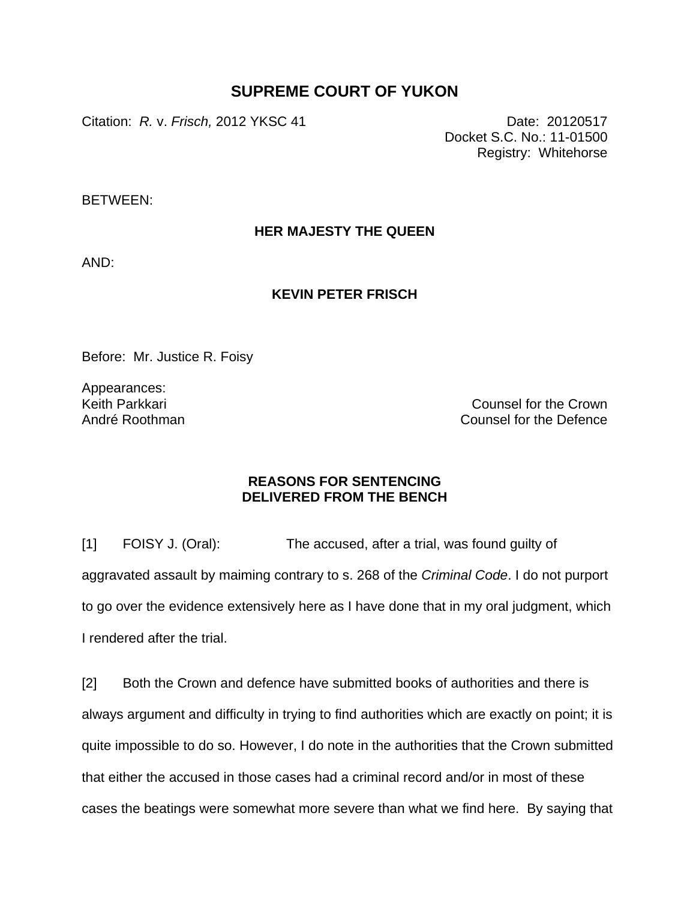# SUPREME COURT OF YUKON

Citation: *R.* v. *Frisch,* 2012 YKSC 41

Date: 20120517
Docket S.C. No.: 11-01500
Registry: Whitehorse

BETWEEN:

**HER MAJESTY THE QUEEN**

AND:

**KEVIN PETER FRISCH**

Before: Mr. Justice R. Foisy

Appearances:

Keith Parkkari — Counsel for the Crown
André Roothman — Counsel for the Defence

**REASONS FOR SENTENCING**
**DELIVERED FROM THE BENCH**

[1] FOISY J. (Oral): The accused, after a trial, was found guilty of aggravated assault by maiming contrary to s. 268 of the *Criminal Code*. I do not purport to go over the evidence extensively here as I have done that in my oral judgment, which I rendered after the trial.

[2] Both the Crown and defence have submitted books of authorities and there is always argument and difficulty in trying to find authorities which are exactly on point; it is quite impossible to do so. However, I do note in the authorities that the Crown submitted that either the accused in those cases had a criminal record and/or in most of these cases the beatings were somewhat more severe than what we find here. By saying that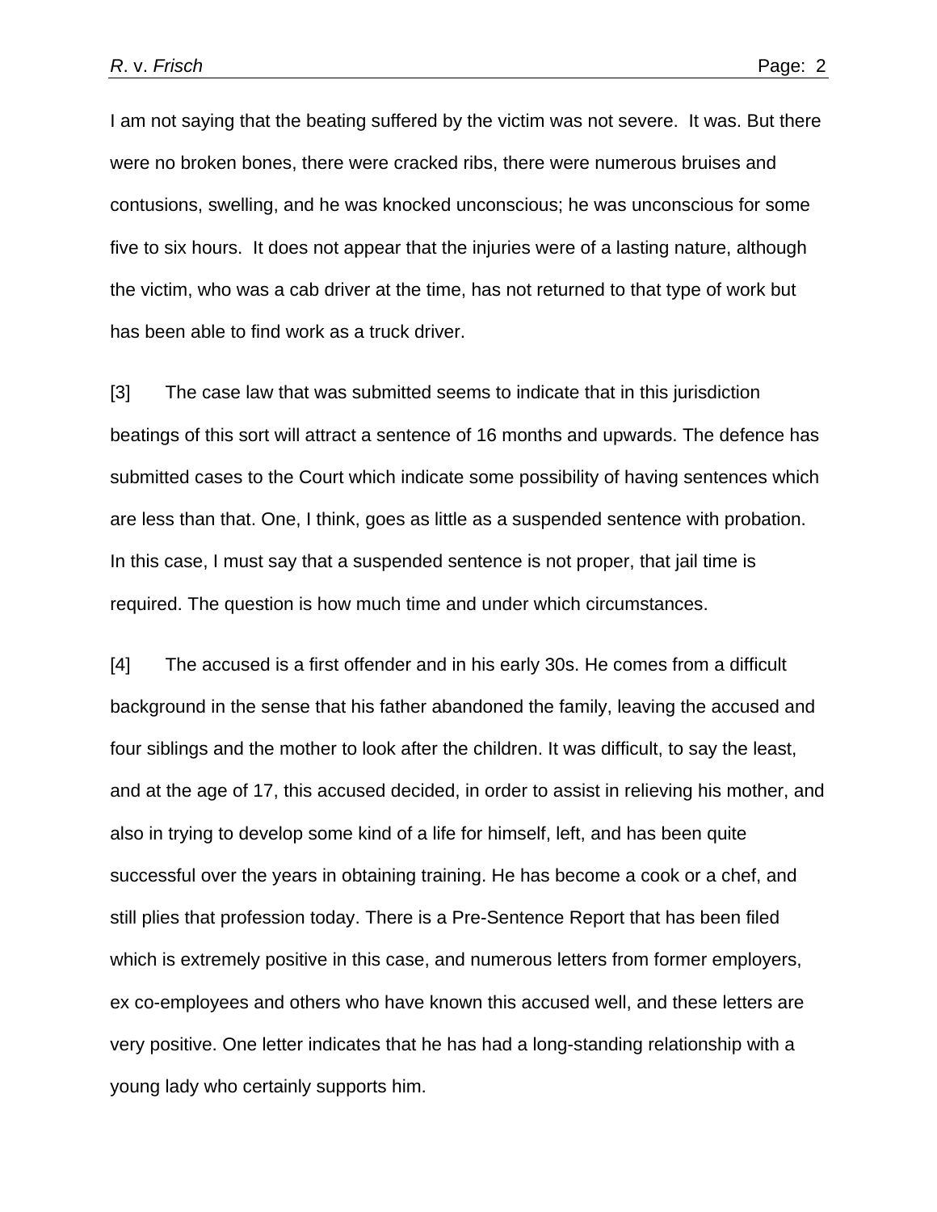I am not saying that the beating suffered by the victim was not severe.  It was. But there were no broken bones, there were cracked ribs, there were numerous bruises and contusions, swelling, and he was knocked unconscious; he was unconscious for some five to six hours.  It does not appear that the injuries were of a lasting nature, although the victim, who was a cab driver at the time, has not returned to that type of work but has been able to find work as a truck driver.

[3] The case law that was submitted seems to indicate that in this jurisdiction beatings of this sort will attract a sentence of 16 months and upwards. The defence has submitted cases to the Court which indicate some possibility of having sentences which are less than that. One, I think, goes as little as a suspended sentence with probation. In this case, I must say that a suspended sentence is not proper, that jail time is required. The question is how much time and under which circumstances.

[4] The accused is a first offender and in his early 30s. He comes from a difficult background in the sense that his father abandoned the family, leaving the accused and four siblings and the mother to look after the children. It was difficult, to say the least, and at the age of 17, this accused decided, in order to assist in relieving his mother, and also in trying to develop some kind of a life for himself, left, and has been quite successful over the years in obtaining training. He has become a cook or a chef, and still plies that profession today. There is a Pre-Sentence Report that has been filed which is extremely positive in this case, and numerous letters from former employers, ex co-employees and others who have known this accused well, and these letters are very positive. One letter indicates that he has had a long-standing relationship with a young lady who certainly supports him.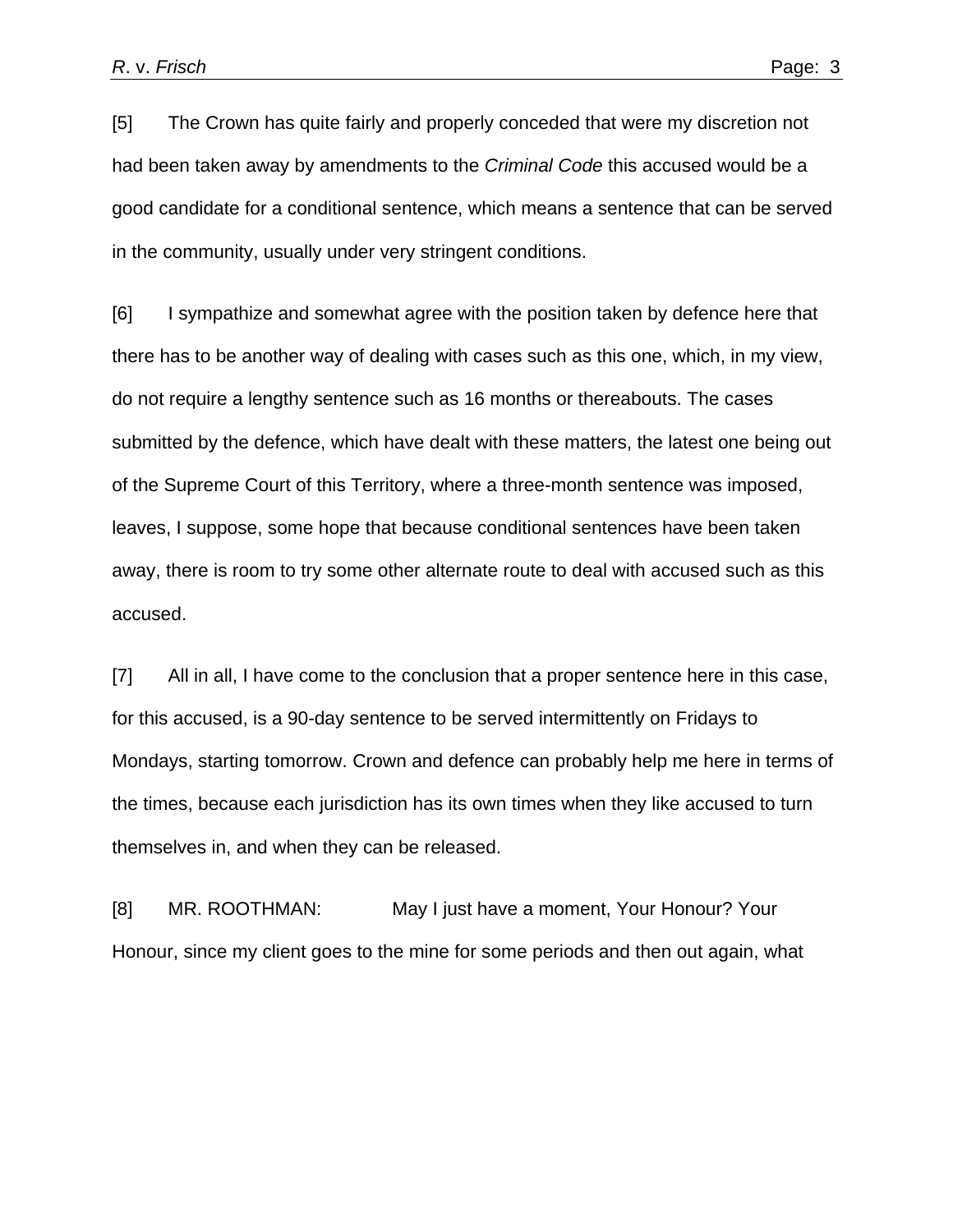[5] The Crown has quite fairly and properly conceded that were my discretion not had been taken away by amendments to the *Criminal Code* this accused would be a good candidate for a conditional sentence, which means a sentence that can be served in the community, usually under very stringent conditions.

[6] I sympathize and somewhat agree with the position taken by defence here that there has to be another way of dealing with cases such as this one, which, in my view, do not require a lengthy sentence such as 16 months or thereabouts. The cases submitted by the defence, which have dealt with these matters, the latest one being out of the Supreme Court of this Territory, where a three-month sentence was imposed, leaves, I suppose, some hope that because conditional sentences have been taken away, there is room to try some other alternate route to deal with accused such as this accused.

[7] All in all, I have come to the conclusion that a proper sentence here in this case, for this accused, is a 90-day sentence to be served intermittently on Fridays to Mondays, starting tomorrow. Crown and defence can probably help me here in terms of the times, because each jurisdiction has its own times when they like accused to turn themselves in, and when they can be released.

[8] MR. ROOTHMAN: May I just have a moment, Your Honour? Your Honour, since my client goes to the mine for some periods and then out again, what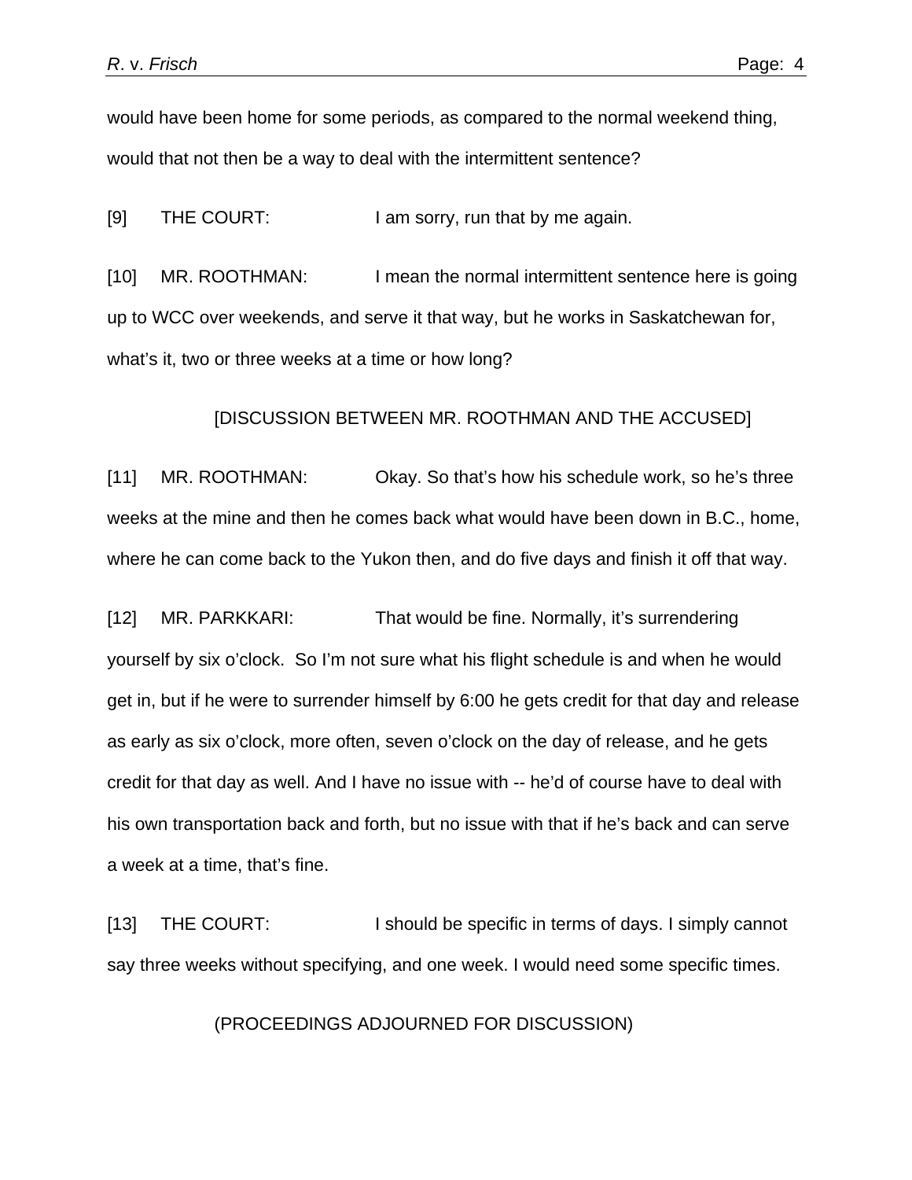would have been home for some periods, as compared to the normal weekend thing, would that not then be a way to deal with the intermittent sentence?

[9] THE COURT: I am sorry, run that by me again.

[10] MR. ROOTHMAN: I mean the normal intermittent sentence here is going up to WCC over weekends, and serve it that way, but he works in Saskatchewan for, what's it, two or three weeks at a time or how long?

[DISCUSSION BETWEEN MR. ROOTHMAN AND THE ACCUSED]

[11] MR. ROOTHMAN: Okay. So that's how his schedule work, so he's three weeks at the mine and then he comes back what would have been down in B.C., home, where he can come back to the Yukon then, and do five days and finish it off that way.

[12] MR. PARKKARI: That would be fine. Normally, it's surrendering yourself by six o'clock. So I'm not sure what his flight schedule is and when he would get in, but if he were to surrender himself by 6:00 he gets credit for that day and release as early as six o'clock, more often, seven o'clock on the day of release, and he gets credit for that day as well. And I have no issue with -- he'd of course have to deal with his own transportation back and forth, but no issue with that if he's back and can serve a week at a time, that's fine.

[13] THE COURT: I should be specific in terms of days. I simply cannot say three weeks without specifying, and one week. I would need some specific times.

(PROCEEDINGS ADJOURNED FOR DISCUSSION)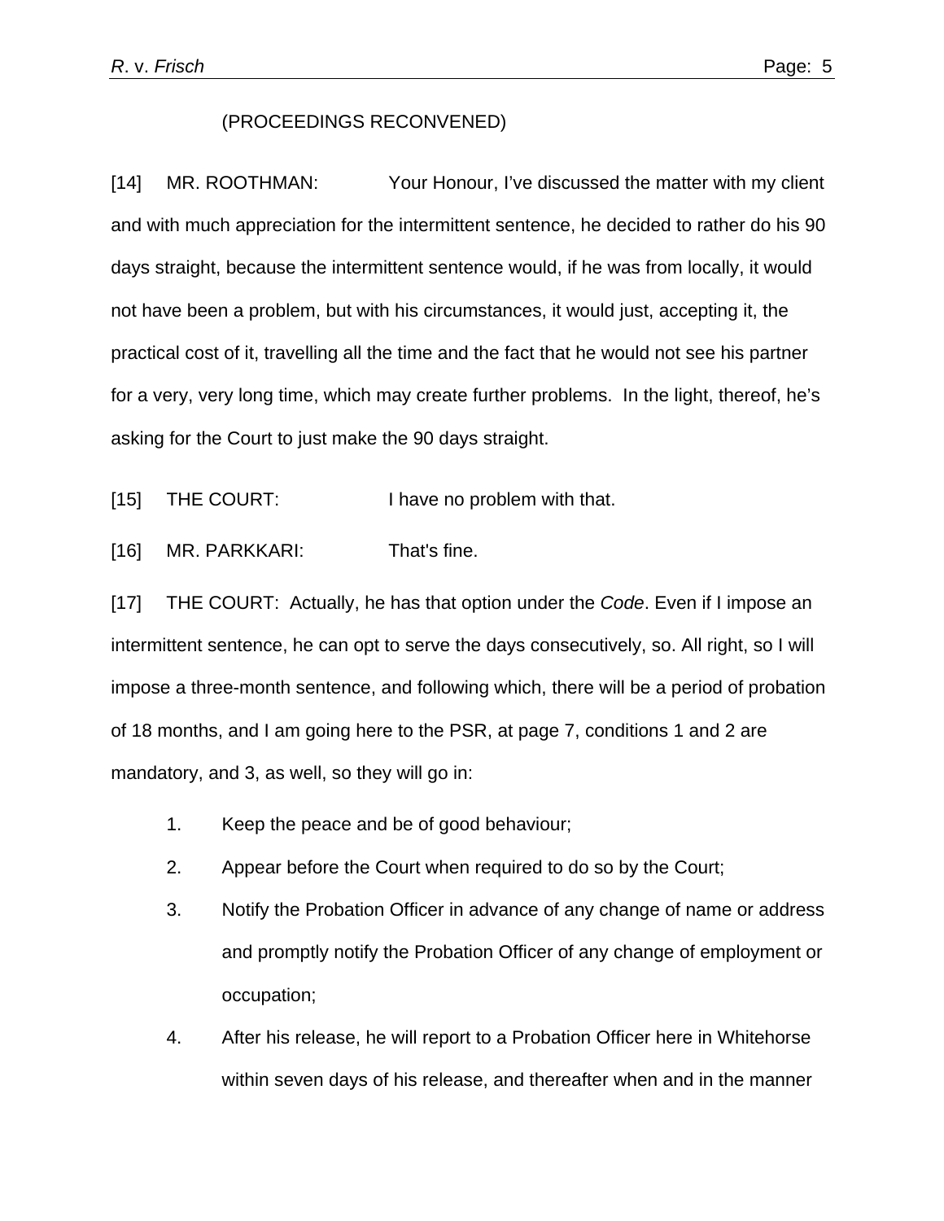(PROCEEDINGS RECONVENED)

[14] MR. ROOTHMAN: Your Honour, I've discussed the matter with my client and with much appreciation for the intermittent sentence, he decided to rather do his 90 days straight, because the intermittent sentence would, if he was from locally, it would not have been a problem, but with his circumstances, it would just, accepting it, the practical cost of it, travelling all the time and the fact that he would not see his partner for a very, very long time, which may create further problems. In the light, thereof, he's asking for the Court to just make the 90 days straight.

[15] THE COURT: I have no problem with that.

[16] MR. PARKKARI: That's fine.

[17] THE COURT: Actually, he has that option under the *Code*. Even if I impose an intermittent sentence, he can opt to serve the days consecutively, so. All right, so I will impose a three-month sentence, and following which, there will be a period of probation of 18 months, and I am going here to the PSR, at page 7, conditions 1 and 2 are mandatory, and 3, as well, so they will go in:

1. Keep the peace and be of good behaviour;
2. Appear before the Court when required to do so by the Court;
3. Notify the Probation Officer in advance of any change of name or address and promptly notify the Probation Officer of any change of employment or occupation;
4. After his release, he will report to a Probation Officer here in Whitehorse within seven days of his release, and thereafter when and in the manner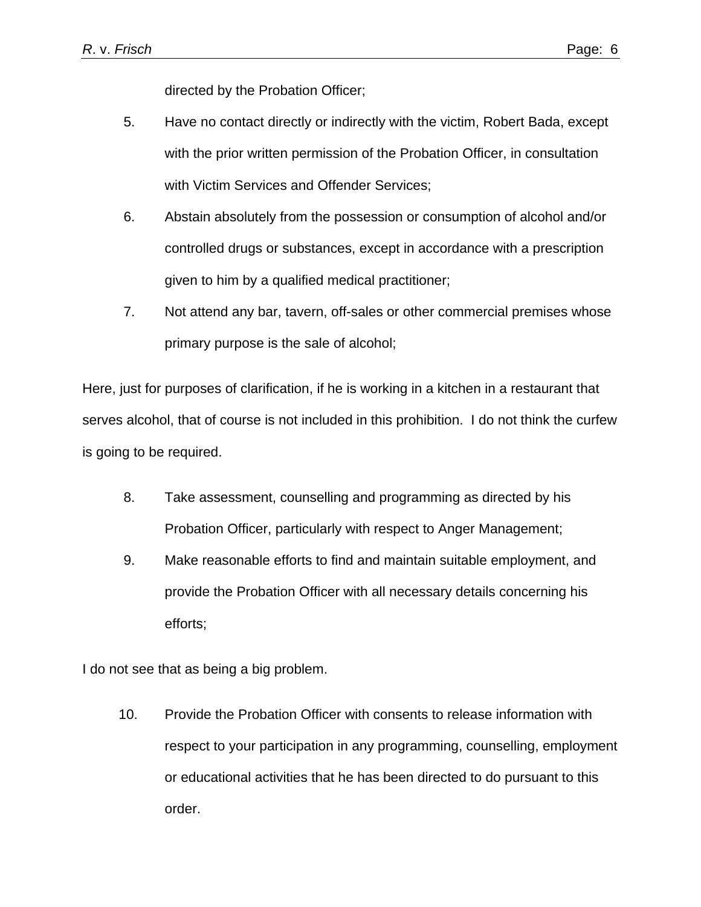directed by the Probation Officer;

5. Have no contact directly or indirectly with the victim, Robert Bada, except with the prior written permission of the Probation Officer, in consultation with Victim Services and Offender Services;
6. Abstain absolutely from the possession or consumption of alcohol and/or controlled drugs or substances, except in accordance with a prescription given to him by a qualified medical practitioner;
7. Not attend any bar, tavern, off-sales or other commercial premises whose primary purpose is the sale of alcohol;

Here, just for purposes of clarification, if he is working in a kitchen in a restaurant that serves alcohol, that of course is not included in this prohibition. I do not think the curfew is going to be required.

8. Take assessment, counselling and programming as directed by his Probation Officer, particularly with respect to Anger Management;
9. Make reasonable efforts to find and maintain suitable employment, and provide the Probation Officer with all necessary details concerning his efforts;

I do not see that as being a big problem.

10. Provide the Probation Officer with consents to release information with respect to your participation in any programming, counselling, employment or educational activities that he has been directed to do pursuant to this order.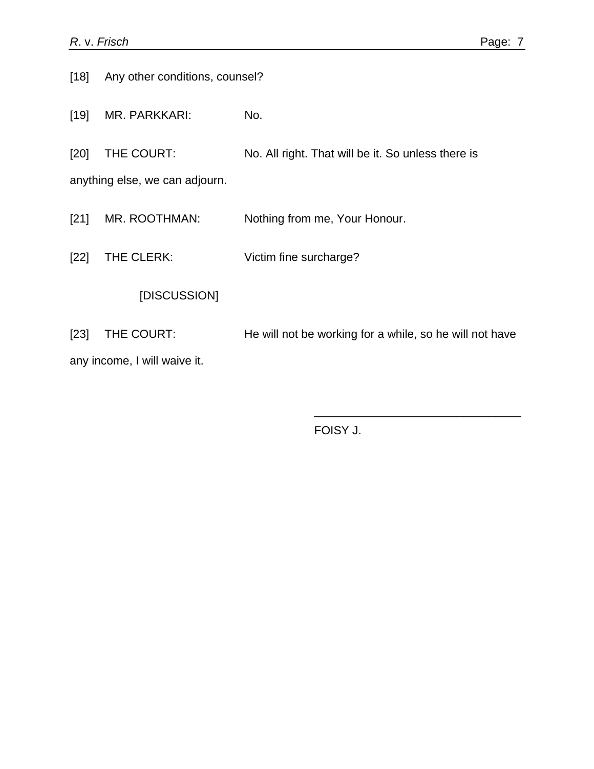[18] Any other conditions, counsel?

[19] MR. PARKKARI: No.

[20] THE COURT: No. All right. That will be it. So unless there is anything else, we can adjourn.

[21] MR. ROOTHMAN: Nothing from me, Your Honour.

[22] THE CLERK: Victim fine surcharge?

[DISCUSSION]

[23] THE COURT: He will not be working for a while, so he will not have any income, I will waive it.

_______________________________

FOISY J.